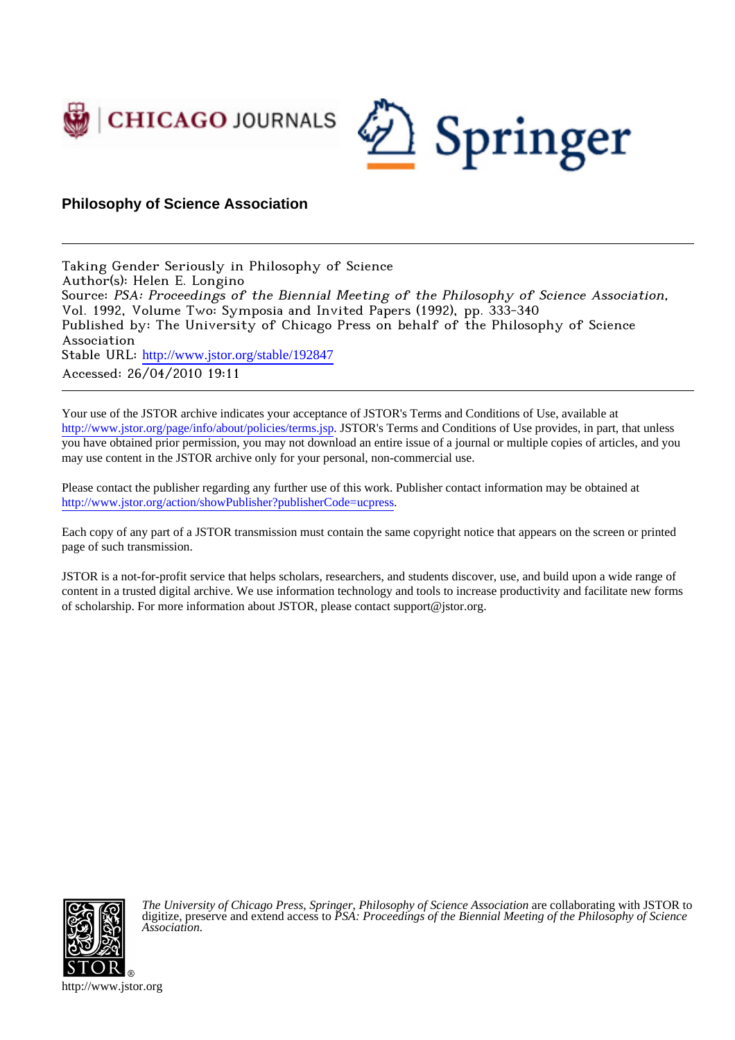## Philosophy of Science Association

Taking Gender Seriously in Philosophy of Science
Author(s): Helen E. Longino
Source: *PSA: Proceedings of the Biennial Meeting of the Philosophy of Science Association*, Vol. 1992, Volume Two: Symposia and Invited Papers (1992), pp. 333-340
Published by: The University of Chicago Press on behalf of the Philosophy of Science Association
Stable URL: http://www.jstor.org/stable/192847
Accessed: 26/04/2010 19:11

---

Your use of the JSTOR archive indicates your acceptance of JSTOR's Terms and Conditions of Use, available at http://www.jstor.org/page/info/about/policies/terms.jsp. JSTOR's Terms and Conditions of Use provides, in part, that unless you have obtained prior permission, you may not download an entire issue of a journal or multiple copies of articles, and you may use content in the JSTOR archive only for your personal, non-commercial use.

Please contact the publisher regarding any further use of this work. Publisher contact information may be obtained at http://www.jstor.org/action/showPublisher?publisherCode=ucpress.

Each copy of any part of a JSTOR transmission must contain the same copyright notice that appears on the screen or printed page of such transmission.

JSTOR is a not-for-profit service that helps scholars, researchers, and students discover, use, and build upon a wide range of content in a trusted digital archive. We use information technology and tools to increase productivity and facilitate new forms of scholarship. For more information about JSTOR, please contact support@jstor.org.

*The University of Chicago Press, Springer, Philosophy of Science Association* are collaborating with JSTOR to digitize, preserve and extend access to *PSA: Proceedings of the Biennial Meeting of the Philosophy of Science Association.*

http://www.jstor.org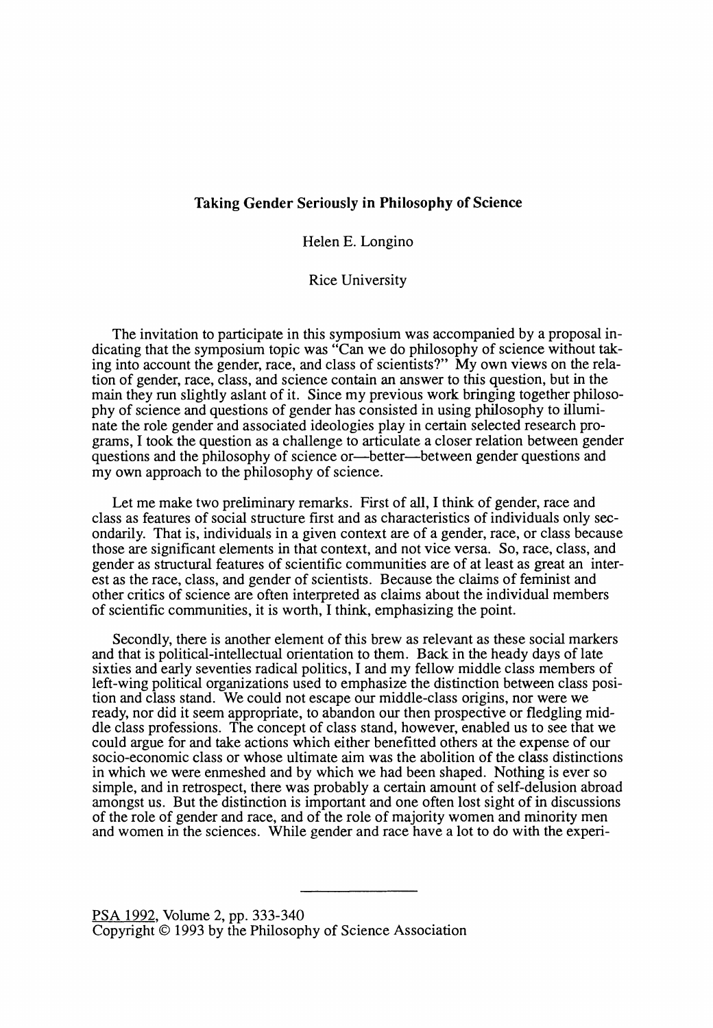## Taking Gender Seriously in Philosophy of Science

Helen E. Longino

Rice University

The invitation to participate in this symposium was accompanied by a proposal indicating that the symposium topic was "Can we do philosophy of science without taking into account the gender, race, and class of scientists?" My own views on the relation of gender, race, class, and science contain an answer to this question, but in the main they run slightly aslant of it. Since my previous work bringing together philosophy of science and questions of gender has consisted in using philosophy to illuminate the role gender and associated ideologies play in certain selected research programs, I took the question as a challenge to articulate a closer relation between gender questions and the philosophy of science or—better—between gender questions and my own approach to the philosophy of science.

Let me make two preliminary remarks. First of all, I think of gender, race and class as features of social structure first and as characteristics of individuals only secondarily. That is, individuals in a given context are of a gender, race, or class because those are significant elements in that context, and not vice versa. So, race, class, and gender as structural features of scientific communities are of at least as great an interest as the race, class, and gender of scientists. Because the claims of feminist and other critics of science are often interpreted as claims about the individual members of scientific communities, it is worth, I think, emphasizing the point.

Secondly, there is another element of this brew as relevant as these social markers and that is political-intellectual orientation to them. Back in the heady days of late sixties and early seventies radical politics, I and my fellow middle class members of left-wing political organizations used to emphasize the distinction between class position and class stand. We could not escape our middle-class origins, nor were we ready, nor did it seem appropriate, to abandon our then prospective or fledgling middle class professions. The concept of class stand, however, enabled us to see that we could argue for and take actions which either benefitted others at the expense of our socio-economic class or whose ultimate aim was the abolition of the class distinctions in which we were enmeshed and by which we had been shaped. Nothing is ever so simple, and in retrospect, there was probably a certain amount of self-delusion abroad amongst us. But the distinction is important and one often lost sight of in discussions of the role of gender and race, and of the role of majority women and minority men and women in the sciences. While gender and race have a lot to do with the experi-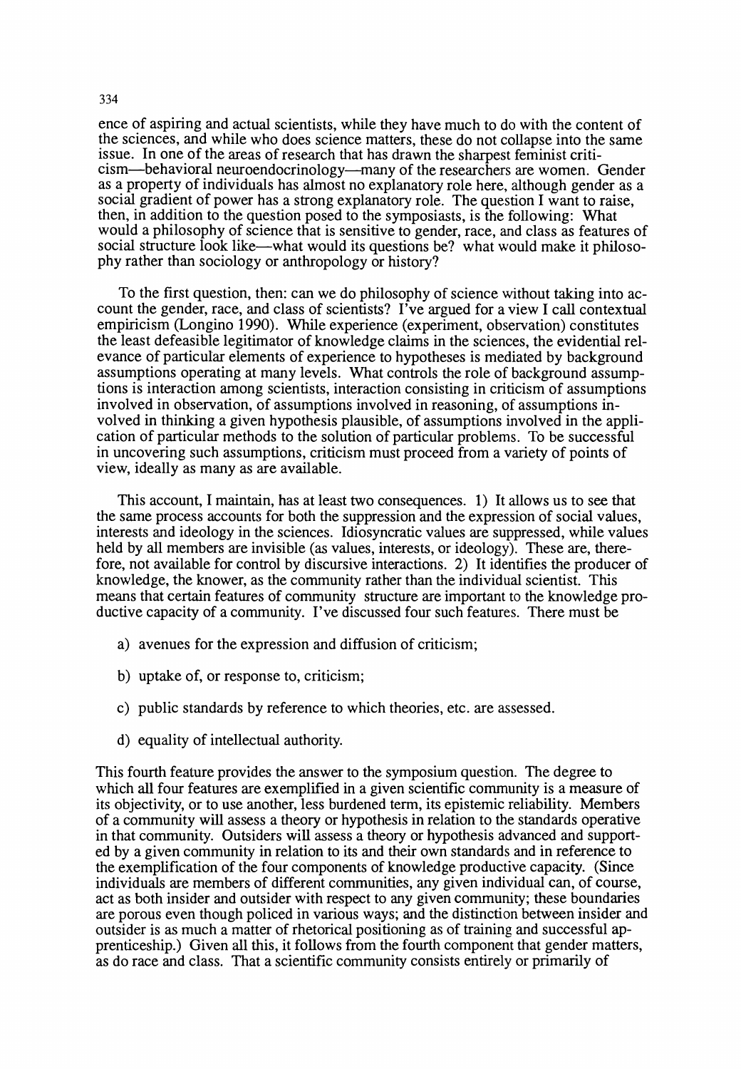ence of aspiring and actual scientists, while they have much to do with the content of the sciences, and while who does science matters, these do not collapse into the same issue. In one of the areas of research that has drawn the sharpest feminist criticism—behavioral neuroendocrinology—many of the researchers are women. Gender as a property of individuals has almost no explanatory role here, although gender as a social gradient of power has a strong explanatory role. The question I want to raise, then, in addition to the question posed to the symposiasts, is the following: What would a philosophy of science that is sensitive to gender, race, and class as features of social structure look like—what would its questions be? what would make it philosophy rather than sociology or anthropology or history?

To the first question, then: can we do philosophy of science without taking into account the gender, race, and class of scientists? I've argued for a view I call contextual empiricism (Longino 1990). While experience (experiment, observation) constitutes the least defeasible legitimator of knowledge claims in the sciences, the evidential relevance of particular elements of experience to hypotheses is mediated by background assumptions operating at many levels. What controls the role of background assumptions is interaction among scientists, interaction consisting in criticism of assumptions involved in observation, of assumptions involved in reasoning, of assumptions involved in thinking a given hypothesis plausible, of assumptions involved in the application of particular methods to the solution of particular problems. To be successful in uncovering such assumptions, criticism must proceed from a variety of points of view, ideally as many as are available.

This account, I maintain, has at least two consequences. 1) It allows us to see that the same process accounts for both the suppression and the expression of social values, interests and ideology in the sciences. Idiosyncratic values are suppressed, while values held by all members are invisible (as values, interests, or ideology). These are, therefore, not available for control by discursive interactions. 2) It identifies the producer of knowledge, the knower, as the community rather than the individual scientist. This means that certain features of community structure are important to the knowledge productive capacity of a community. I've discussed four such features. There must be

a) avenues for the expression and diffusion of criticism;

b) uptake of, or response to, criticism;

c) public standards by reference to which theories, etc. are assessed.

d) equality of intellectual authority.

This fourth feature provides the answer to the symposium question. The degree to which all four features are exemplified in a given scientific community is a measure of its objectivity, or to use another, less burdened term, its epistemic reliability. Members of a community will assess a theory or hypothesis in relation to the standards operative in that community. Outsiders will assess a theory or hypothesis advanced and supported by a given community in relation to its and their own standards and in reference to the exemplification of the four components of knowledge productive capacity. (Since individuals are members of different communities, any given individual can, of course, act as both insider and outsider with respect to any given community; these boundaries are porous even though policed in various ways; and the distinction between insider and outsider is as much a matter of rhetorical positioning as of training and successful apprenticeship.) Given all this, it follows from the fourth component that gender matters, as do race and class. That a scientific community consists entirely or primarily of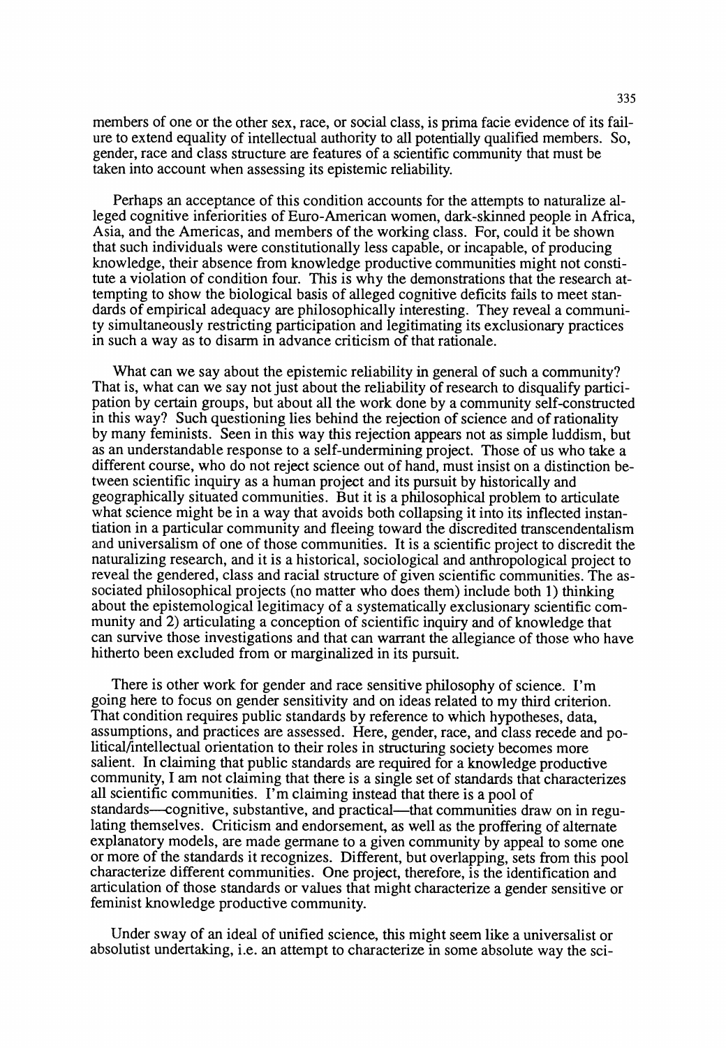members of one or the other sex, race, or social class, is prima facie evidence of its failure to extend equality of intellectual authority to all potentially qualified members. So, gender, race and class structure are features of a scientific community that must be taken into account when assessing its epistemic reliability.

Perhaps an acceptance of this condition accounts for the attempts to naturalize alleged cognitive inferiorities of Euro-American women, dark-skinned people in Africa, Asia, and the Americas, and members of the working class. For, could it be shown that such individuals were constitutionally less capable, or incapable, of producing knowledge, their absence from knowledge productive communities might not constitute a violation of condition four. This is why the demonstrations that the research attempting to show the biological basis of alleged cognitive deficits fails to meet standards of empirical adequacy are philosophically interesting. They reveal a community simultaneously restricting participation and legitimating its exclusionary practices in such a way as to disarm in advance criticism of that rationale.

What can we say about the epistemic reliability in general of such a community? That is, what can we say not just about the reliability of research to disqualify participation by certain groups, but about all the work done by a community self-constructed in this way? Such questioning lies behind the rejection of science and of rationality by many feminists. Seen in this way this rejection appears not as simple luddism, but as an understandable response to a self-undermining project. Those of us who take a different course, who do not reject science out of hand, must insist on a distinction between scientific inquiry as a human project and its pursuit by historically and geographically situated communities. But it is a philosophical problem to articulate what science might be in a way that avoids both collapsing it into its inflected instantiation in a particular community and fleeing toward the discredited transcendentalism and universalism of one of those communities. It is a scientific project to discredit the naturalizing research, and it is a historical, sociological and anthropological project to reveal the gendered, class and racial structure of given scientific communities. The associated philosophical projects (no matter who does them) include both 1) thinking about the epistemological legitimacy of a systematically exclusionary scientific community and 2) articulating a conception of scientific inquiry and of knowledge that can survive those investigations and that can warrant the allegiance of those who have hitherto been excluded from or marginalized in its pursuit.

There is other work for gender and race sensitive philosophy of science. I'm going here to focus on gender sensitivity and on ideas related to my third criterion. That condition requires public standards by reference to which hypotheses, data, assumptions, and practices are assessed. Here, gender, race, and class recede and political/intellectual orientation to their roles in structuring society becomes more salient. In claiming that public standards are required for a knowledge productive community, I am not claiming that there is a single set of standards that characterizes all scientific communities. I'm claiming instead that there is a pool of standards—cognitive, substantive, and practical—that communities draw on in regulating themselves. Criticism and endorsement, as well as the proffering of alternate explanatory models, are made germane to a given community by appeal to some one or more of the standards it recognizes. Different, but overlapping, sets from this pool characterize different communities. One project, therefore, is the identification and articulation of those standards or values that might characterize a gender sensitive or feminist knowledge productive community.

Under sway of an ideal of unified science, this might seem like a universalist or absolutist undertaking, i.e. an attempt to characterize in some absolute way the sci-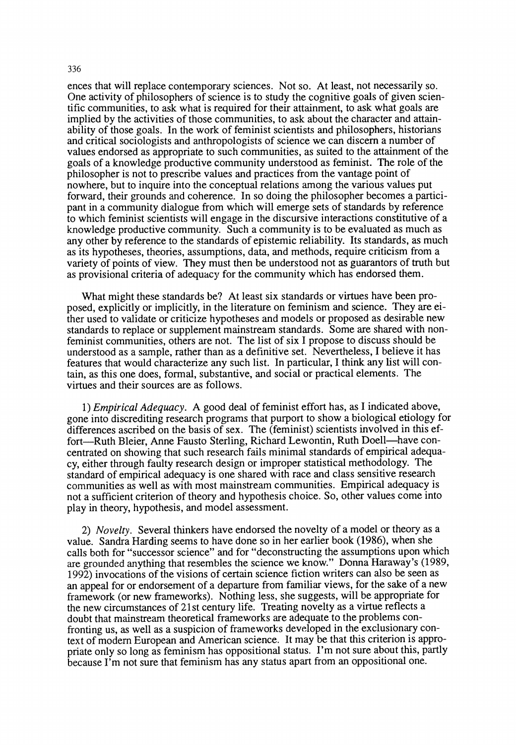ences that will replace contemporary sciences. Not so. At least, not necessarily so. One activity of philosophers of science is to study the cognitive goals of given scientific communities, to ask what is required for their attainment, to ask what goals are implied by the activities of those communities, to ask about the character and attainability of those goals. In the work of feminist scientists and philosophers, historians and critical sociologists and anthropologists of science we can discern a number of values endorsed as appropriate to such communities, as suited to the attainment of the goals of a knowledge productive community understood as feminist. The role of the philosopher is not to prescribe values and practices from the vantage point of nowhere, but to inquire into the conceptual relations among the various values put forward, their grounds and coherence. In so doing the philosopher becomes a participant in a community dialogue from which will emerge sets of standards by reference to which feminist scientists will engage in the discursive interactions constitutive of a knowledge productive community. Such a community is to be evaluated as much as any other by reference to the standards of epistemic reliability. Its standards, as much as its hypotheses, theories, assumptions, data, and methods, require criticism from a variety of points of view. They must then be understood not as guarantors of truth but as provisional criteria of adequacy for the community which has endorsed them.

What might these standards be? At least six standards or virtues have been proposed, explicitly or implicitly, in the literature on feminism and science. They are either used to validate or criticize hypotheses and models or proposed as desirable new standards to replace or supplement mainstream standards. Some are shared with non-feminist communities, others are not. The list of six I propose to discuss should be understood as a sample, rather than as a definitive set. Nevertheless, I believe it has features that would characterize any such list. In particular, I think any list will contain, as this one does, formal, substantive, and social or practical elements. The virtues and their sources are as follows.

1) *Empirical Adequacy*. A good deal of feminist effort has, as I indicated above, gone into discrediting research programs that purport to show a biological etiology for differences ascribed on the basis of sex. The (feminist) scientists involved in this effort—Ruth Bleier, Anne Fausto Sterling, Richard Lewontin, Ruth Doell—have concentrated on showing that such research fails minimal standards of empirical adequacy, either through faulty research design or improper statistical methodology. The standard of empirical adequacy is one shared with race and class sensitive research communities as well as with most mainstream communities. Empirical adequacy is not a sufficient criterion of theory and hypothesis choice. So, other values come into play in theory, hypothesis, and model assessment.

2) *Novelty*. Several thinkers have endorsed the novelty of a model or theory as a value. Sandra Harding seems to have done so in her earlier book (1986), when she calls both for "successor science" and for "deconstructing the assumptions upon which are grounded anything that resembles the science we know." Donna Haraway's (1989, 1992) invocations of the visions of certain science fiction writers can also be seen as an appeal for or endorsement of a departure from familiar views, for the sake of a new framework (or new frameworks). Nothing less, she suggests, will be appropriate for the new circumstances of 21st century life. Treating novelty as a virtue reflects a doubt that mainstream theoretical frameworks are adequate to the problems confronting us, as well as a suspicion of frameworks developed in the exclusionary context of modern European and American science. It may be that this criterion is appropriate only so long as feminism has oppositional status. I'm not sure about this, partly because I'm not sure that feminism has any status apart from an oppositional one.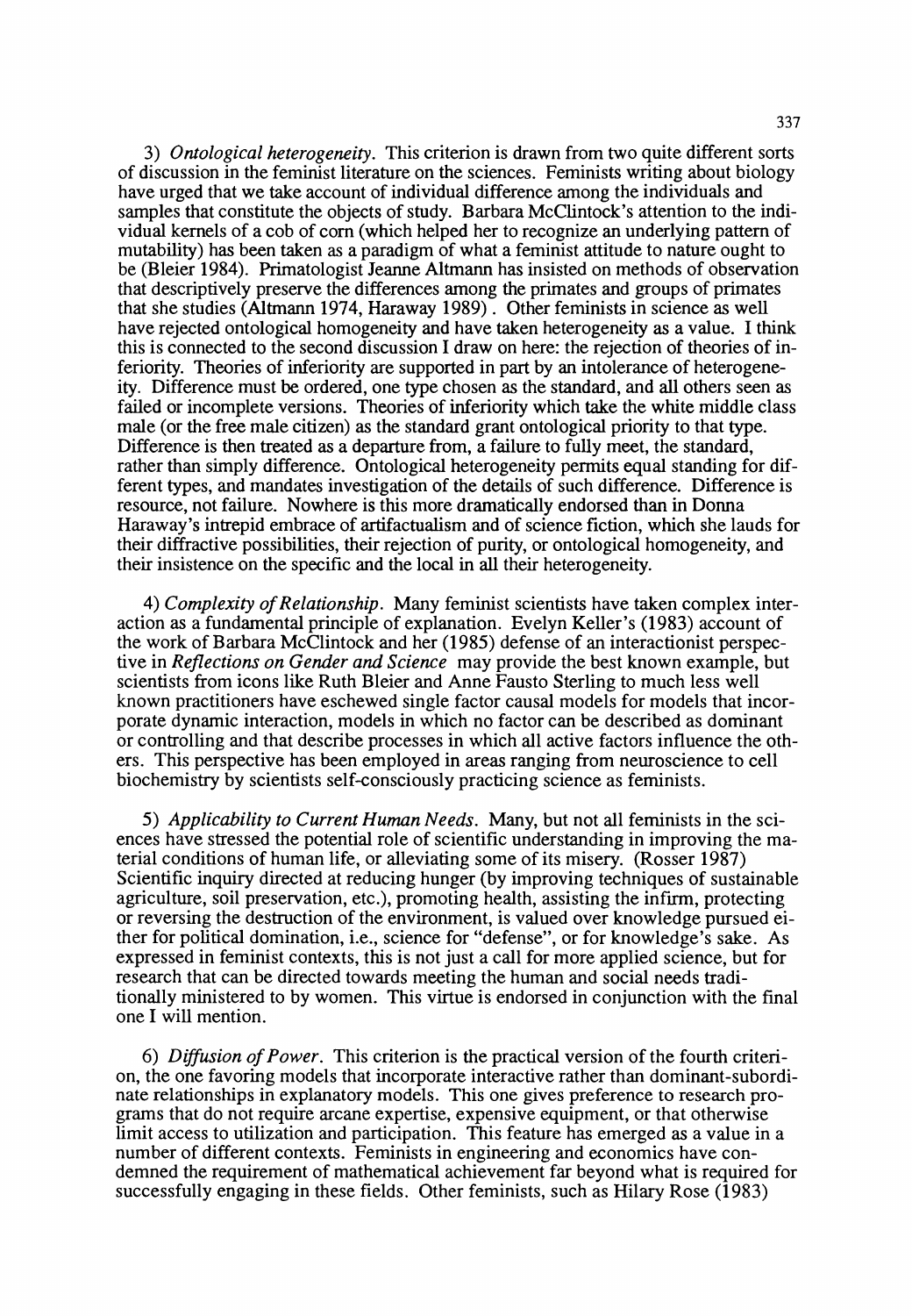3) *Ontological heterogeneity*. This criterion is drawn from two quite different sorts of discussion in the feminist literature on the sciences. Feminists writing about biology have urged that we take account of individual difference among the individuals and samples that constitute the objects of study. Barbara McClintock's attention to the individual kernels of a cob of corn (which helped her to recognize an underlying pattern of mutability) has been taken as a paradigm of what a feminist attitude to nature ought to be (Bleier 1984). Primatologist Jeanne Altmann has insisted on methods of observation that descriptively preserve the differences among the primates and groups of primates that she studies (Altmann 1974, Haraway 1989). Other feminists in science as well have rejected ontological homogeneity and have taken heterogeneity as a value. I think this is connected to the second discussion I draw on here: the rejection of theories of inferiority. Theories of inferiority are supported in part by an intolerance of heterogeneity. Difference must be ordered, one type chosen as the standard, and all others seen as failed or incomplete versions. Theories of inferiority which take the white middle class male (or the free male citizen) as the standard grant ontological priority to that type. Difference is then treated as a departure from, a failure to fully meet, the standard, rather than simply difference. Ontological heterogeneity permits equal standing for different types, and mandates investigation of the details of such difference. Difference is resource, not failure. Nowhere is this more dramatically endorsed than in Donna Haraway's intrepid embrace of artifactualism and of science fiction, which she lauds for their diffractive possibilities, their rejection of purity, or ontological homogeneity, and their insistence on the specific and the local in all their heterogeneity.

4) *Complexity of Relationship*. Many feminist scientists have taken complex interaction as a fundamental principle of explanation. Evelyn Keller's (1983) account of the work of Barbara McClintock and her (1985) defense of an interactionist perspective in *Reflections on Gender and Science* may provide the best known example, but scientists from icons like Ruth Bleier and Anne Fausto Sterling to much less well known practitioners have eschewed single factor causal models for models that incorporate dynamic interaction, models in which no factor can be described as dominant or controlling and that describe processes in which all active factors influence the others. This perspective has been employed in areas ranging from neuroscience to cell biochemistry by scientists self-consciously practicing science as feminists.

5) *Applicability to Current Human Needs*. Many, but not all feminists in the sciences have stressed the potential role of scientific understanding in improving the material conditions of human life, or alleviating some of its misery. (Rosser 1987) Scientific inquiry directed at reducing hunger (by improving techniques of sustainable agriculture, soil preservation, etc.), promoting health, assisting the infirm, protecting or reversing the destruction of the environment, is valued over knowledge pursued either for political domination, i.e., science for "defense", or for knowledge's sake. As expressed in feminist contexts, this is not just a call for more applied science, but for research that can be directed towards meeting the human and social needs traditionally ministered to by women. This virtue is endorsed in conjunction with the final one I will mention.

6) *Diffusion of Power*. This criterion is the practical version of the fourth criterion, the one favoring models that incorporate interactive rather than dominant-subordinate relationships in explanatory models. This one gives preference to research programs that do not require arcane expertise, expensive equipment, or that otherwise limit access to utilization and participation. This feature has emerged as a value in a number of different contexts. Feminists in engineering and economics have condemned the requirement of mathematical achievement far beyond what is required for successfully engaging in these fields. Other feminists, such as Hilary Rose (1983)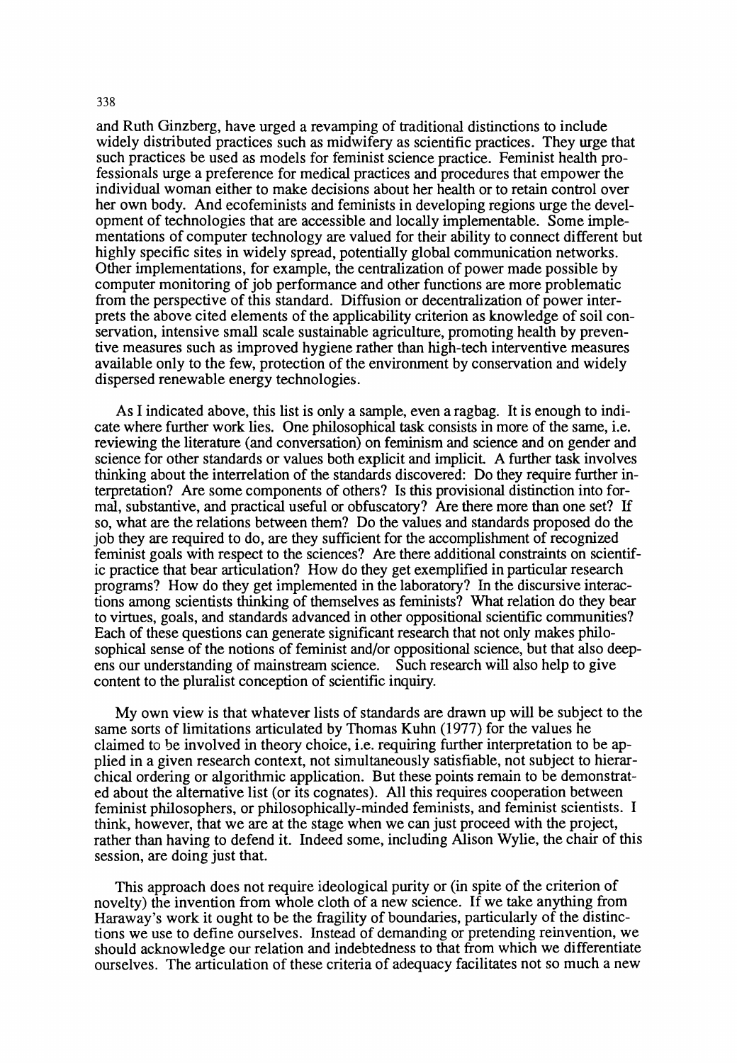and Ruth Ginzberg, have urged a revamping of traditional distinctions to include widely distributed practices such as midwifery as scientific practices. They urge that such practices be used as models for feminist science practice. Feminist health professionals urge a preference for medical practices and procedures that empower the individual woman either to make decisions about her health or to retain control over her own body. And ecofeminists and feminists in developing regions urge the development of technologies that are accessible and locally implementable. Some implementations of computer technology are valued for their ability to connect different but highly specific sites in widely spread, potentially global communication networks. Other implementations, for example, the centralization of power made possible by computer monitoring of job performance and other functions are more problematic from the perspective of this standard. Diffusion or decentralization of power interprets the above cited elements of the applicability criterion as knowledge of soil conservation, intensive small scale sustainable agriculture, promoting health by preventive measures such as improved hygiene rather than high-tech interventive measures available only to the few, protection of the environment by conservation and widely dispersed renewable energy technologies.

As I indicated above, this list is only a sample, even a ragbag. It is enough to indicate where further work lies. One philosophical task consists in more of the same, i.e. reviewing the literature (and conversation) on feminism and science and on gender and science for other standards or values both explicit and implicit. A further task involves thinking about the interrelation of the standards discovered: Do they require further interpretation? Are some components of others? Is this provisional distinction into formal, substantive, and practical useful or obfuscatory? Are there more than one set? If so, what are the relations between them? Do the values and standards proposed do the job they are required to do, are they sufficient for the accomplishment of recognized feminist goals with respect to the sciences? Are there additional constraints on scientific practice that bear articulation? How do they get exemplified in particular research programs? How do they get implemented in the laboratory? In the discursive interactions among scientists thinking of themselves as feminists? What relation do they bear to virtues, goals, and standards advanced in other oppositional scientific communities? Each of these questions can generate significant research that not only makes philosophical sense of the notions of feminist and/or oppositional science, but that also deepens our understanding of mainstream science. Such research will also help to give content to the pluralist conception of scientific inquiry.

My own view is that whatever lists of standards are drawn up will be subject to the same sorts of limitations articulated by Thomas Kuhn (1977) for the values he claimed to be involved in theory choice, i.e. requiring further interpretation to be applied in a given research context, not simultaneously satisfiable, not subject to hierarchical ordering or algorithmic application. But these points remain to be demonstrated about the alternative list (or its cognates). All this requires cooperation between feminist philosophers, or philosophically-minded feminists, and feminist scientists. I think, however, that we are at the stage when we can just proceed with the project, rather than having to defend it. Indeed some, including Alison Wylie, the chair of this session, are doing just that.

This approach does not require ideological purity or (in spite of the criterion of novelty) the invention from whole cloth of a new science. If we take anything from Haraway's work it ought to be the fragility of boundaries, particularly of the distinctions we use to define ourselves. Instead of demanding or pretending reinvention, we should acknowledge our relation and indebtedness to that from which we differentiate ourselves. The articulation of these criteria of adequacy facilitates not so much a new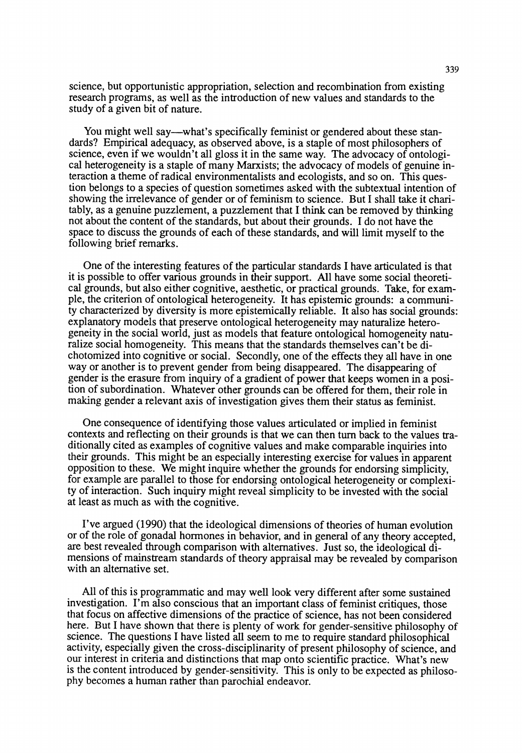science, but opportunistic appropriation, selection and recombination from existing research programs, as well as the introduction of new values and standards to the study of a given bit of nature.

You might well say—what's specifically feminist or gendered about these standards? Empirical adequacy, as observed above, is a staple of most philosophers of science, even if we wouldn't all gloss it in the same way. The advocacy of ontological heterogeneity is a staple of many Marxists; the advocacy of models of genuine interaction a theme of radical environmentalists and ecologists, and so on. This question belongs to a species of question sometimes asked with the subtextual intention of showing the irrelevance of gender or of feminism to science. But I shall take it charitably, as a genuine puzzlement, a puzzlement that I think can be removed by thinking not about the content of the standards, but about their grounds. I do not have the space to discuss the grounds of each of these standards, and will limit myself to the following brief remarks.

One of the interesting features of the particular standards I have articulated is that it is possible to offer various grounds in their support. All have some social theoretical grounds, but also either cognitive, aesthetic, or practical grounds. Take, for example, the criterion of ontological heterogeneity. It has epistemic grounds: a community characterized by diversity is more epistemically reliable. It also has social grounds: explanatory models that preserve ontological heterogeneity may naturalize heterogeneity in the social world, just as models that feature ontological homogeneity naturalize social homogeneity. This means that the standards themselves can't be dichotomized into cognitive or social. Secondly, one of the effects they all have in one way or another is to prevent gender from being disappeared. The disappearing of gender is the erasure from inquiry of a gradient of power that keeps women in a position of subordination. Whatever other grounds can be offered for them, their role in making gender a relevant axis of investigation gives them their status as feminist.

One consequence of identifying those values articulated or implied in feminist contexts and reflecting on their grounds is that we can then turn back to the values traditionally cited as examples of cognitive values and make comparable inquiries into their grounds. This might be an especially interesting exercise for values in apparent opposition to these. We might inquire whether the grounds for endorsing simplicity, for example are parallel to those for endorsing ontological heterogeneity or complexity of interaction. Such inquiry might reveal simplicity to be invested with the social at least as much as with the cognitive.

I've argued (1990) that the ideological dimensions of theories of human evolution or of the role of gonadal hormones in behavior, and in general of any theory accepted, are best revealed through comparison with alternatives. Just so, the ideological dimensions of mainstream standards of theory appraisal may be revealed by comparison with an alternative set.

All of this is programmatic and may well look very different after some sustained investigation. I'm also conscious that an important class of feminist critiques, those that focus on affective dimensions of the practice of science, has not been considered here. But I have shown that there is plenty of work for gender-sensitive philosophy of science. The questions I have listed all seem to me to require standard philosophical activity, especially given the cross-disciplinarity of present philosophy of science, and our interest in criteria and distinctions that map onto scientific practice. What's new is the content introduced by gender-sensitivity. This is only to be expected as philosophy becomes a human rather than parochial endeavor.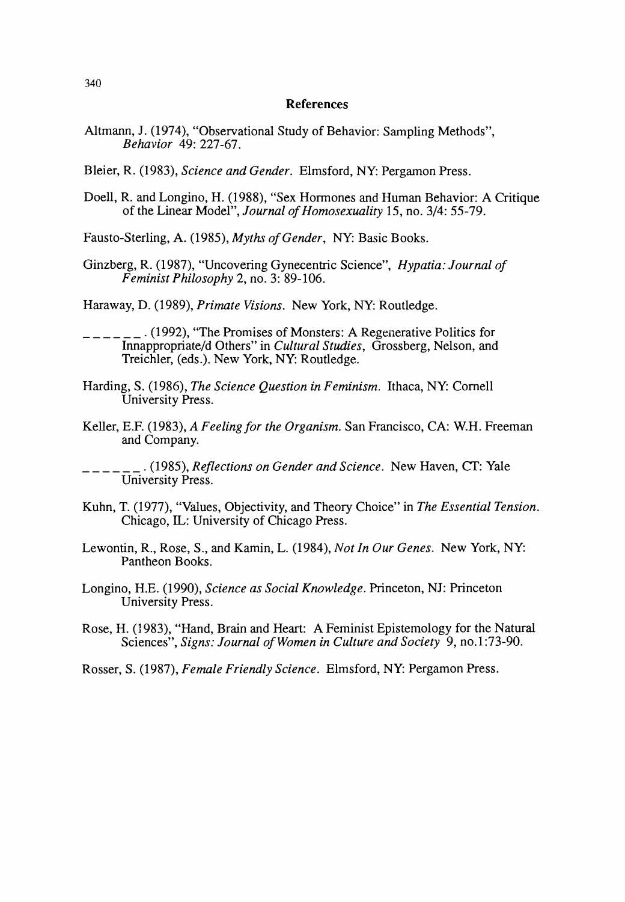## References

Altmann, J. (1974), "Observational Study of Behavior: Sampling Methods", *Behavior* 49: 227-67.

Bleier, R. (1983), *Science and Gender*. Elmsford, NY: Pergamon Press.

Doell, R. and Longino, H. (1988), "Sex Hormones and Human Behavior: A Critique of the Linear Model", *Journal of Homosexuality* 15, no. 3/4: 55-79.

Fausto-Sterling, A. (1985), *Myths of Gender*, NY: Basic Books.

Ginzberg, R. (1987), "Uncovering Gynecentric Science", *Hypatia: Journal of Feminist Philosophy* 2, no. 3: 89-106.

Haraway, D. (1989), *Primate Visions*. New York, NY: Routledge.

______. (1992), "The Promises of Monsters: A Regenerative Politics for Innappropriate/d Others" in *Cultural Studies*, Grossberg, Nelson, and Treichler, (eds.). New York, NY: Routledge.

Harding, S. (1986), *The Science Question in Feminism*. Ithaca, NY: Cornell University Press.

Keller, E.F. (1983), *A Feeling for the Organism*. San Francisco, CA: W.H. Freeman and Company.

______. (1985), *Reflections on Gender and Science*. New Haven, CT: Yale University Press.

Kuhn, T. (1977), "Values, Objectivity, and Theory Choice" in *The Essential Tension*. Chicago, IL: University of Chicago Press.

Lewontin, R., Rose, S., and Kamin, L. (1984), *Not In Our Genes*. New York, NY: Pantheon Books.

Longino, H.E. (1990), *Science as Social Knowledge*. Princeton, NJ: Princeton University Press.

Rose, H. (1983), "Hand, Brain and Heart: A Feminist Epistemology for the Natural Sciences", *Signs: Journal of Women in Culture and Society* 9, no.1:73-90.

Rosser, S. (1987), *Female Friendly Science*. Elmsford, NY: Pergamon Press.